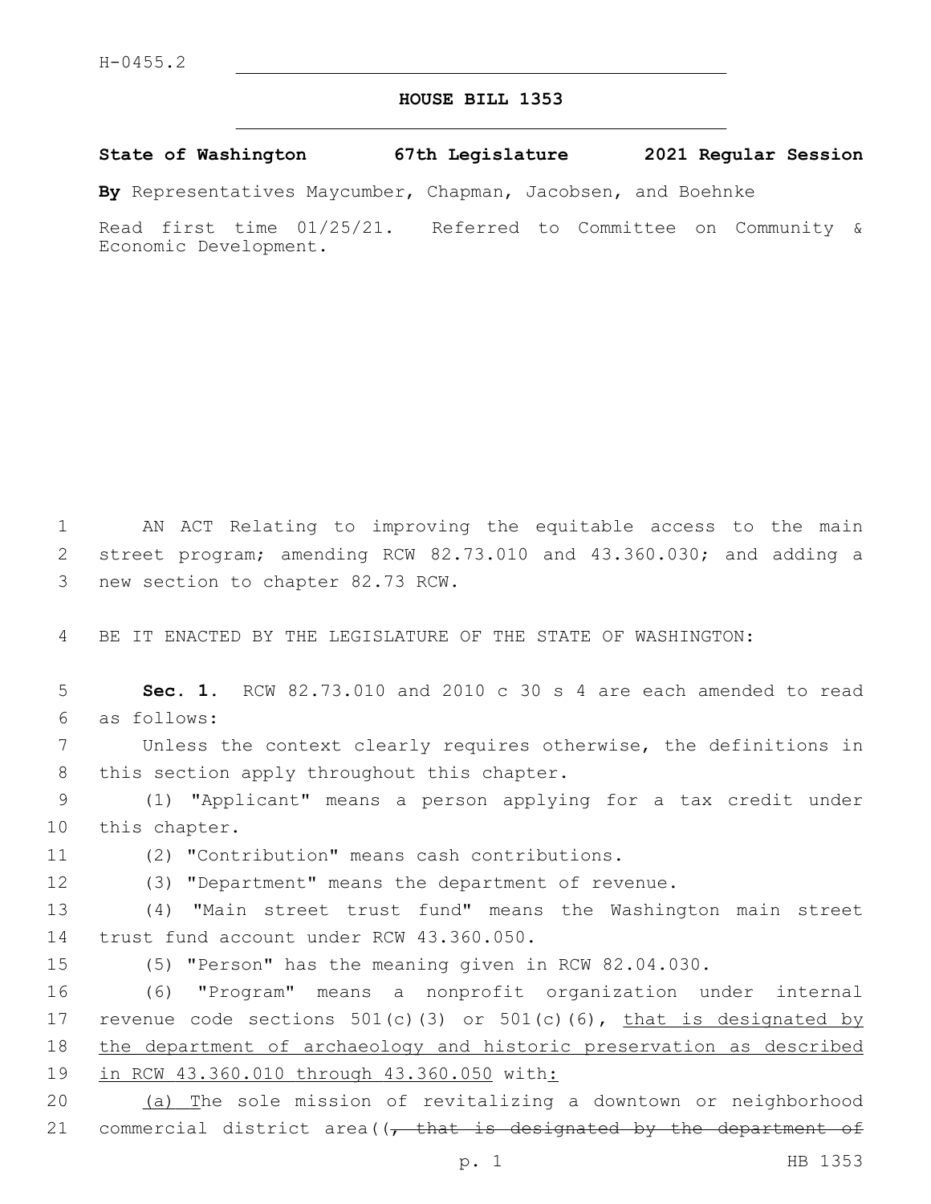H-0455.2

# HOUSE BILL 1353

**State of Washington 67th Legislature 2021 Regular Session**

**By** Representatives Maycumber, Chapman, Jacobsen, and Boehnke

Read first time 01/25/21. Referred to Committee on Community & Economic Development.

AN ACT Relating to improving the equitable access to the main street program; amending RCW 82.73.010 and 43.360.030; and adding a new section to chapter 82.73 RCW.

BE IT ENACTED BY THE LEGISLATURE OF THE STATE OF WASHINGTON:

**Sec. 1.** RCW 82.73.010 and 2010 c 30 s 4 are each amended to read as follows:

Unless the context clearly requires otherwise, the definitions in this section apply throughout this chapter.

(1) "Applicant" means a person applying for a tax credit under this chapter.

(2) "Contribution" means cash contributions.

(3) "Department" means the department of revenue.

(4) "Main street trust fund" means the Washington main street trust fund account under RCW 43.360.050.

(5) "Person" has the meaning given in RCW 82.04.030.

(6) "Program" means a nonprofit organization under internal revenue code sections 501(c)(3) or 501(c)(6), <u>that is designated by the department of archaeology and historic preservation as described in RCW 43.360.010 through 43.360.050</u> with<u>:</u>

<u>(a) T</u>he sole mission of revitalizing a downtown or neighborhood commercial district area((~~, that is designated by the department of~~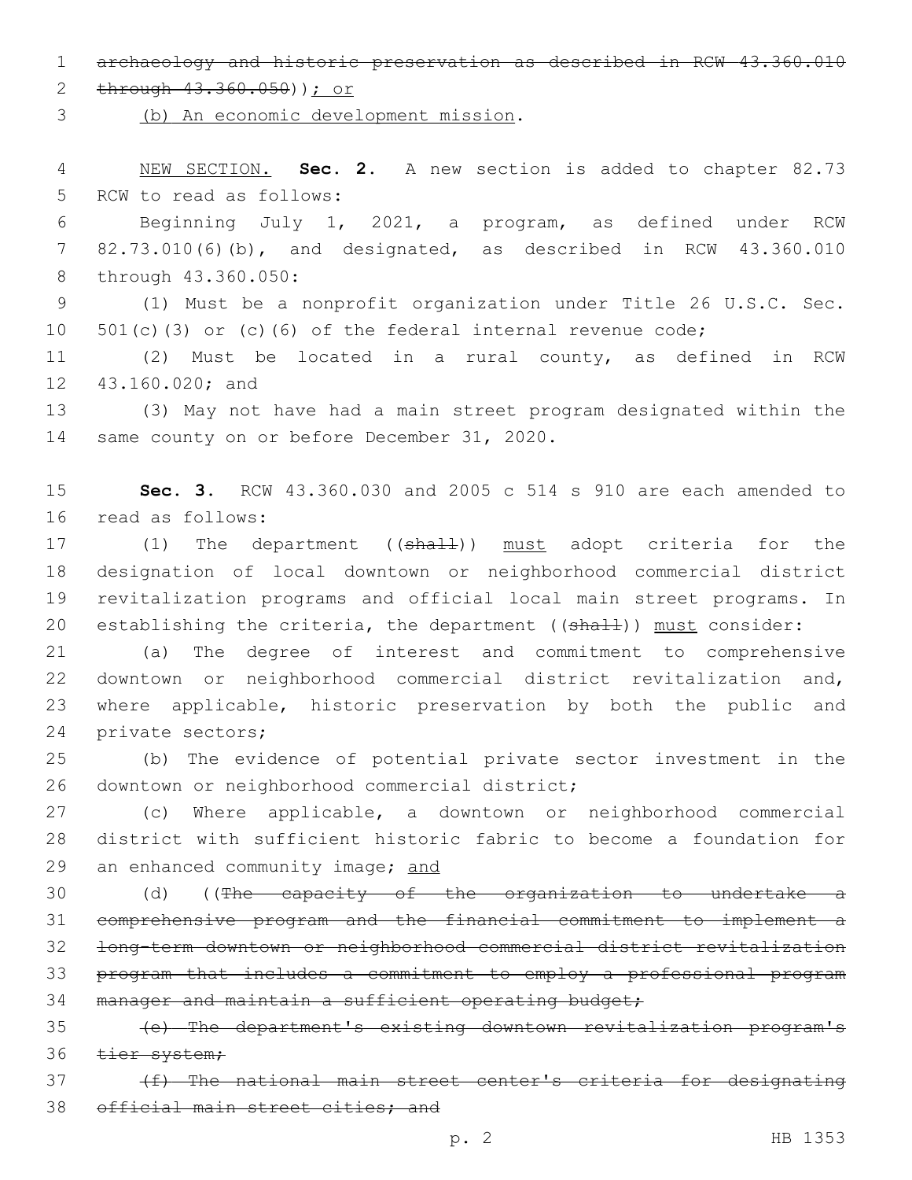~~archaeology and historic preservation as described in RCW 43.360.010 through 43.360.050~~)); or

(b) An economic development mission.

NEW SECTION. **Sec. 2.** A new section is added to chapter 82.73 RCW to read as follows:

Beginning July 1, 2021, a program, as defined under RCW 82.73.010(6)(b), and designated, as described in RCW 43.360.010 through 43.360.050:

(1) Must be a nonprofit organization under Title 26 U.S.C. Sec. 501(c)(3) or (c)(6) of the federal internal revenue code;

(2) Must be located in a rural county, as defined in RCW 43.160.020; and

(3) May not have had a main street program designated within the same county on or before December 31, 2020.

**Sec. 3.** RCW 43.360.030 and 2005 c 514 s 910 are each amended to read as follows:

(1) The department ((~~shall~~)) must adopt criteria for the designation of local downtown or neighborhood commercial district revitalization programs and official local main street programs. In establishing the criteria, the department ((~~shall~~)) must consider:

(a) The degree of interest and commitment to comprehensive downtown or neighborhood commercial district revitalization and, where applicable, historic preservation by both the public and private sectors;

(b) The evidence of potential private sector investment in the downtown or neighborhood commercial district;

(c) Where applicable, a downtown or neighborhood commercial district with sufficient historic fabric to become a foundation for an enhanced community image; and

(d) ((~~The capacity of the organization to undertake a comprehensive program and the financial commitment to implement a long-term downtown or neighborhood commercial district revitalization program that includes a commitment to employ a professional program manager and maintain a sufficient operating budget;~~

~~(e) The department's existing downtown revitalization program's tier system;~~

~~(f) The national main street center's criteria for designating official main street cities; and~~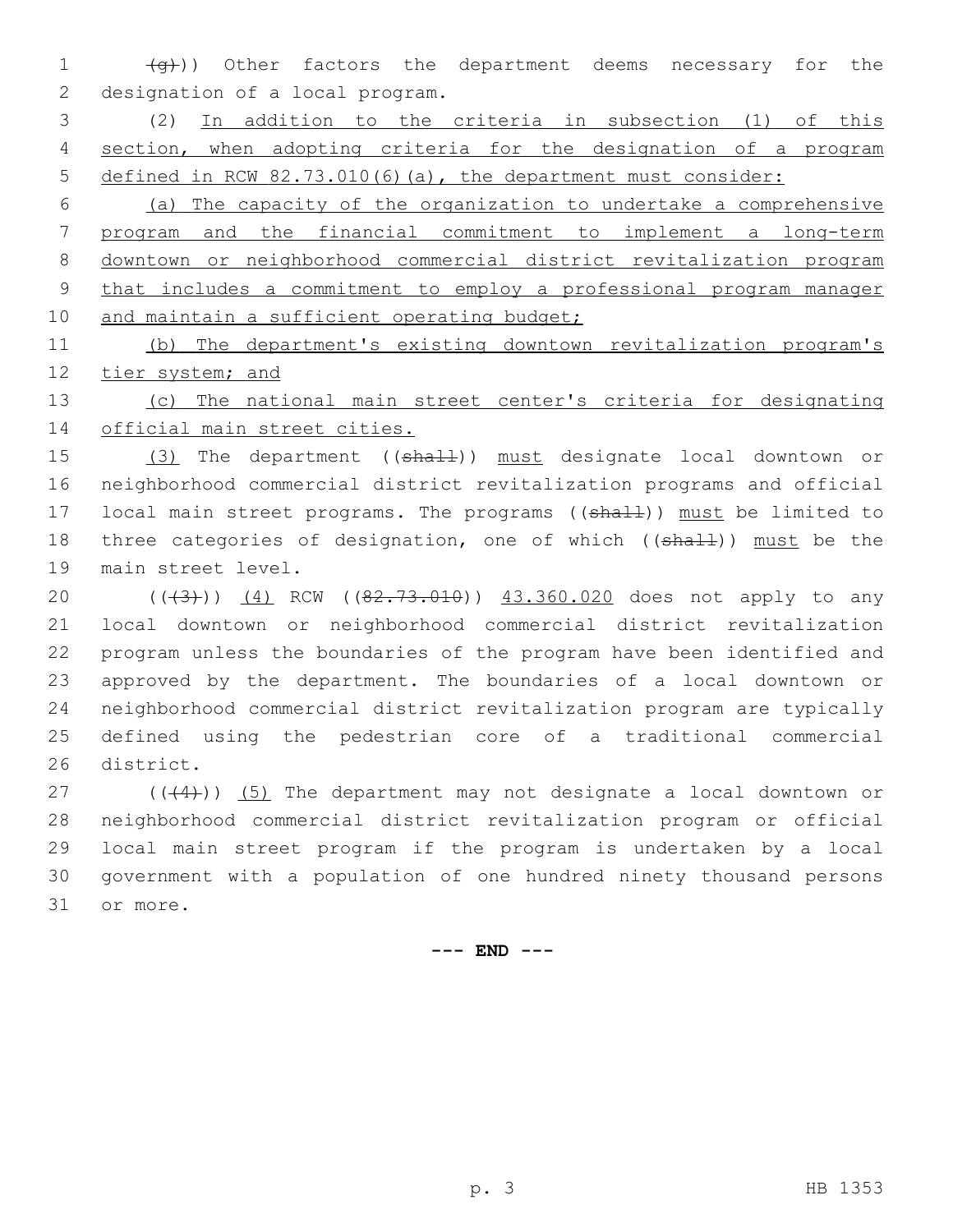((g))) Other factors the department deems necessary for the designation of a local program.

(2) In addition to the criteria in subsection (1) of this section, when adopting criteria for the designation of a program defined in RCW 82.73.010(6)(a), the department must consider:

(a) The capacity of the organization to undertake a comprehensive program and the financial commitment to implement a long-term downtown or neighborhood commercial district revitalization program that includes a commitment to employ a professional program manager and maintain a sufficient operating budget;

(b) The department's existing downtown revitalization program's tier system; and

(c) The national main street center's criteria for designating official main street cities.

(3) The department ((shall)) must designate local downtown or neighborhood commercial district revitalization programs and official local main street programs. The programs ((shall)) must be limited to three categories of designation, one of which ((shall)) must be the main street level.

(((3))) (4) RCW ((82.73.010)) 43.360.020 does not apply to any local downtown or neighborhood commercial district revitalization program unless the boundaries of the program have been identified and approved by the department. The boundaries of a local downtown or neighborhood commercial district revitalization program are typically defined using the pedestrian core of a traditional commercial district.

(((4))) (5) The department may not designate a local downtown or neighborhood commercial district revitalization program or official local main street program if the program is undertaken by a local government with a population of one hundred ninety thousand persons or more.

--- END ---